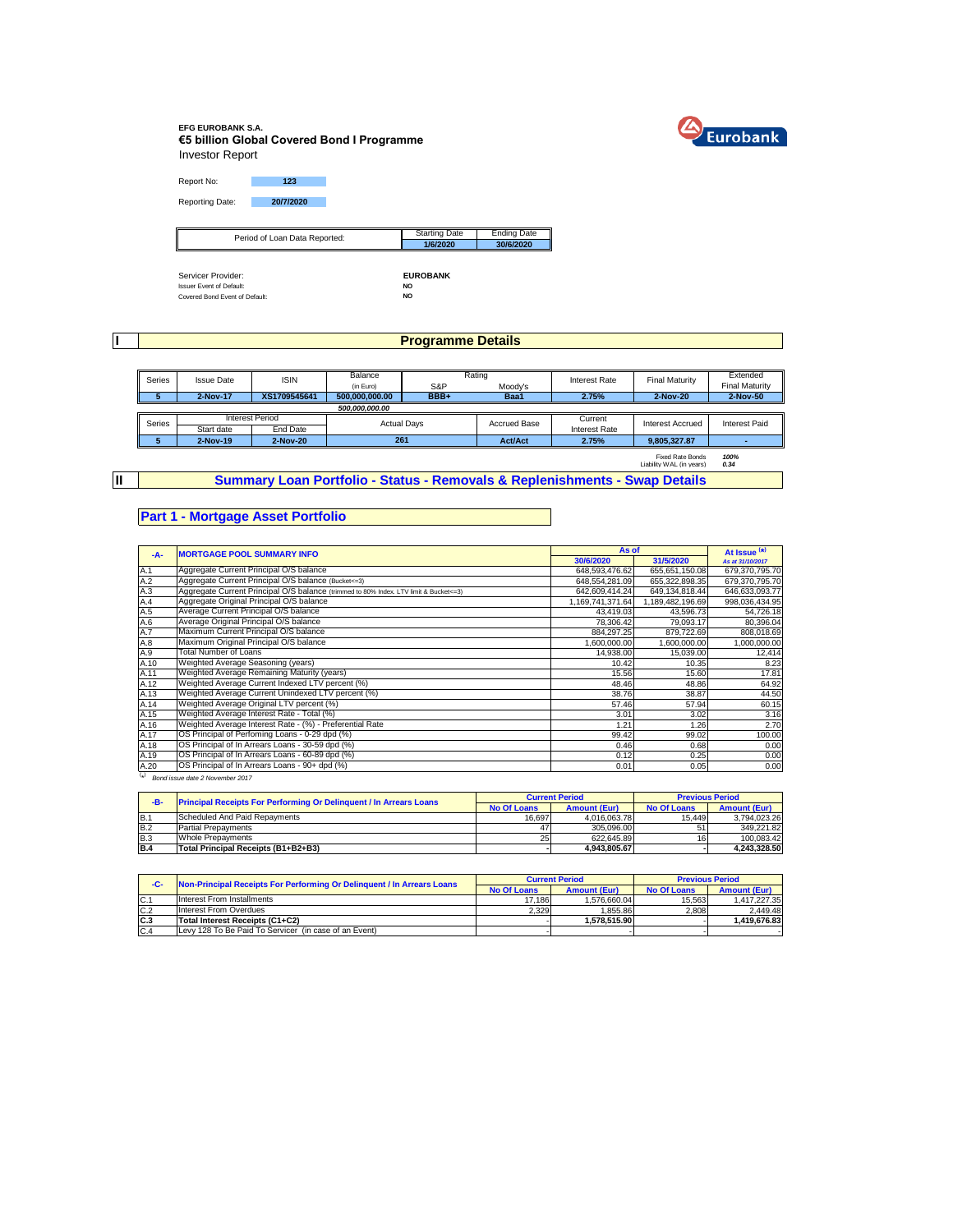**EFG EUROBANK S.A.**
**€5 billion Global Covered Bond I Programme**
Investor Report

Report No: **123**

Reporting Date: **20/7/2020**

| Period of Loan Data Reported: | Starting Date | Ending Date |
|---|---|---|
| | 1/6/2020 | 30/6/2020 |

Servicer Provider: **EUROBANK**
Issuer Event of Default: **NO**
Covered Bond Event of Default: **NO**

## I Programme Details

| Series | Issue Date | ISIN | Balance (in Euro) | Rating S&P | Rating Moody's | Interest Rate | Final Maturity | Extended Final Maturity |
|---|---|---|---|---|---|---|---|---|
| 5 | 2-Nov-17 | XS1709545641 | 500,000,000.00 | BBB+ | Baa1 | 2.75% | 2-Nov-20 | 2-Nov-50 |
| | | | *500,000,000.00* | | | | | |

| Series | Interest Period Start date | Interest Period End Date | Actual Days | Accrued Base | Current Interest Rate | Interest Accrued | Interest Paid |
|---|---|---|---|---|---|---|---|
| 5 | 2-Nov-19 | 2-Nov-20 | 261 | Act/Act | 2.75% | 9,805,327.87 | - |

Fixed Rate Bonds *100%*
Liability WAL (in years) *0.34*

## II Summary Loan Portfolio - Status - Removals & Replenishments - Swap Details

### Part 1 - Mortgage Asset Portfolio

| -A- | MORTGAGE POOL SUMMARY INFO | As of 30/6/2020 | As of 31/5/2020 | At Issue (*) As at 31/10/2017 |
|---|---|---|---|---|
| A.1 | Aggregate Current Principal O/S balance | 648,593,476.62 | 655,651,150.08 | 679,370,795.70 |
| A.2 | Aggregate Current Principal O/S balance (Bucket<=3) | 648,554,281.09 | 655,322,898.35 | 679,370,795.70 |
| A.3 | Aggregate Current Principal O/S balance (trimmed to 80% Index. LTV limit & Bucket<=3) | 642,609,414.24 | 649,134,818.44 | 646,633,093.77 |
| A.4 | Aggregate Original Principal O/S balance | 1,169,741,371.64 | 1,189,482,196.69 | 998,036,434.95 |
| A.5 | Average Current Principal O/S balance | 43,419.03 | 43,596.73 | 54,726.18 |
| A.6 | Average Original Principal O/S balance | 78,306.42 | 79,093.17 | 80,396.04 |
| A.7 | Maximum Current Principal O/S balance | 884,297.25 | 879,722.69 | 808,018.69 |
| A.8 | Maximum Original Principal O/S balance | 1,600,000.00 | 1,600,000.00 | 1,000,000.00 |
| A.9 | Total Number of Loans | 14,938.00 | 15,039.00 | 12,414 |
| A.10 | Weighted Average Seasoning (years) | 10.42 | 10.35 | 8.23 |
| A.11 | Weighted Average Remaining Maturity (years) | 15.56 | 15.60 | 17.81 |
| A.12 | Weighted Average Current Indexed LTV percent (%) | 48.46 | 48.86 | 64.92 |
| A.13 | Weighted Average Current Unindexed LTV percent (%) | 38.76 | 38.87 | 44.50 |
| A.14 | Weighted Average Original LTV percent (%) | 57.46 | 57.94 | 60.15 |
| A.15 | Weighted Average Interest Rate - Total (%) | 3.01 | 3.02 | 3.16 |
| A.16 | Weighted Average Interest Rate - (%) - Preferential Rate | 1.21 | 1.26 | 2.70 |
| A.17 | OS Principal of Perfoming Loans - 0-29 dpd (%) | 99.42 | 99.02 | 100.00 |
| A.18 | OS Principal of In Arrears Loans - 30-59 dpd (%) | 0.46 | 0.68 | 0.00 |
| A.19 | OS Principal of In Arrears Loans - 60-89 dpd (%) | 0.12 | 0.25 | 0.00 |
| A.20 | OS Principal of In Arrears Loans - 90+ dpd (%) | 0.01 | 0.05 | 0.00 |

(*) *Bond issue date 2 November 2017*

| -B- | Principal Receipts For Performing Or Delinquent / In Arrears Loans | Current Period No Of Loans | Current Period Amount (Eur) | Previous Period No Of Loans | Previous Period Amount (Eur) |
|---|---|---|---|---|---|
| B.1 | Scheduled And Paid Repayments | 16,697 | 4,016,063.78 | 15,449 | 3,794,023.26 |
| B.2 | Partial Prepayments | 47 | 305,096.00 | 51 | 349,221.82 |
| B.3 | Whole Prepayments | 25 | 622,645.89 | 16 | 100,083.42 |
| **B.4** | **Total Principal Receipts (B1+B2+B3)** | - | **4,943,805.67** | - | **4,243,328.50** |

| -C- | Non-Principal Receipts For Performing Or Delinquent / In Arrears Loans | Current Period No Of Loans | Current Period Amount (Eur) | Previous Period No Of Loans | Previous Period Amount (Eur) |
|---|---|---|---|---|---|
| C.1 | Interest From Installments | 17,186 | 1,576,660.04 | 15,563 | 1,417,227.35 |
| C.2 | Interest From Overdues | 2,329 | 1,855.86 | 2,808 | 2,449.48 |
| **C.3** | **Total Interest Receipts (C1+C2)** | - | **1,578,515.90** | - | **1,419,676.83** |
| C.4 | Levy 128 To Be Paid To Servicer (in case of an Event) | - | - | - | - |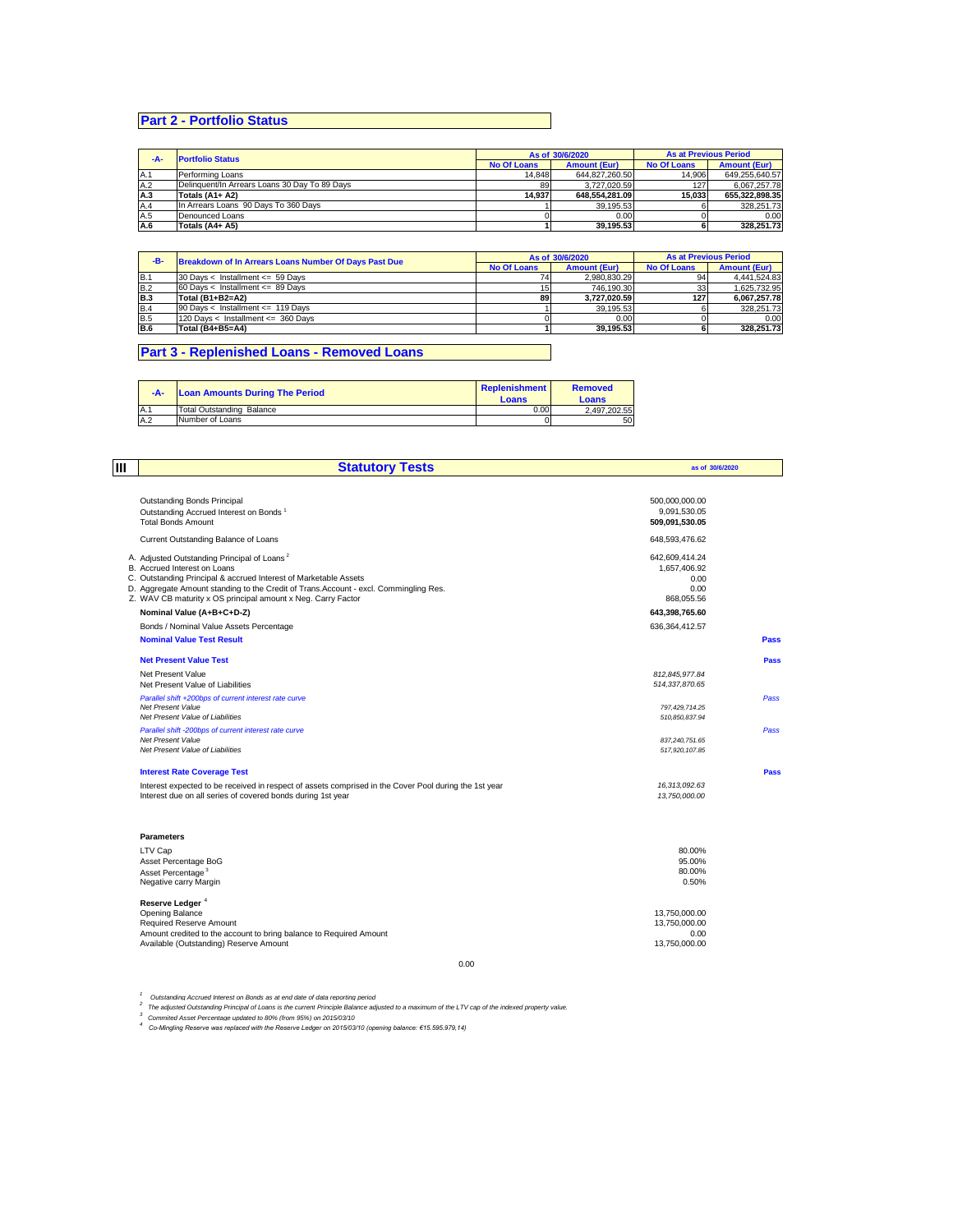## Part 2 - Portfolio Status

| -A- | Portfolio Status | As of 30/6/2020 | | As at Previous Period | |
|---|---|---|---|---|---|
| | | No Of Loans | Amount (Eur) | No Of Loans | Amount (Eur) |
| A.1 | Performing Loans | 14,848 | 644,827,260.50 | 14,906 | 649,255,640.57 |
| A.2 | Delinquent/In Arrears Loans 30 Day To 89 Days | 89 | 3,727,020.59 | 127 | 6,067,257.78 |
| **A.3** | **Totals (A1+ A2)** | **14,937** | **648,554,281.09** | **15,033** | **655,322,898.35** |
| A.4 | In Arrears Loans 90 Days To 360 Days | 1 | 39,195.53 | 6 | 328,251.73 |
| A.5 | Denounced Loans | 0 | 0.00 | 0 | 0.00 |
| **A.6** | **Totals (A4+ A5)** | **1** | **39,195.53** | **6** | **328,251.73** |

| -B- | Breakdown of In Arrears Loans Number Of Days Past Due | As of 30/6/2020 | | As at Previous Period | |
|---|---|---|---|---|---|
| | | No Of Loans | Amount (Eur) | No Of Loans | Amount (Eur) |
| B.1 | 30 Days < Installment <= 59 Days | 74 | 2,980,830.29 | 94 | 4,441,524.83 |
| B.2 | 60 Days < Installment <= 89 Days | 15 | 746,190.30 | 33 | 1,625,732.95 |
| **B.3** | **Total (B1+B2=A2)** | **89** | **3,727,020.59** | **127** | **6,067,257.78** |
| B.4 | 90 Days < Installment <= 119 Days | 1 | 39,195.53 | 6 | 328,251.73 |
| B.5 | 120 Days < Installment <= 360 Days | 0 | 0.00 | 0 | 0.00 |
| **B.6** | **Total (B4+B5=A4)** | **1** | **39,195.53** | **6** | **328,251.73** |

## Part 3 - Replenished Loans - Removed Loans

| -A- | Loan Amounts During The Period | Replenishment Loans | Removed Loans |
|---|---|---|---|
| A.1 | Total Outstanding Balance | 0.00 | 2,497,202.55 |
| A.2 | Number of Loans | 0 | 50 |

## III Statutory Tests

as of 30/6/2020

| | | |
|---|---|---|
| Outstanding Bonds Principal | 500,000,000.00 | |
| Outstanding Accrued Interest on Bonds [1] | 9,091,530.05 | |
| **Total Bonds Amount** | **509,091,530.05** | |
| Current Outstanding Balance of Loans | 648,593,476.62 | |
| A. Adjusted Outstanding Principal of Loans [2] | 642,609,414.24 | |
| B. Accrued Interest on Loans | 1,657,406.92 | |
| C. Outstanding Principal & accrued Interest of Marketable Assets | 0.00 | |
| D. Aggregate Amount standing to the Credit of Trans.Account - excl. Commingling Res. | 0.00 | |
| Z. WAV CB maturity x OS principal amount x Neg. Carry Factor | 868,055.56 | |
| **Nominal Value (A+B+C+D-Z)** | **643,398,765.60** | |
| Bonds / Nominal Value Assets Percentage | 636,364,412.57 | |
| **Nominal Value Test Result** | | **Pass** |
| **Net Present Value Test** | | **Pass** |
| Net Present Value | *812,845,977.84* | |
| Net Present Value of Liabilities | *514,337,870.65* | |
| *Parallel shift +200bps of current interest rate curve* | | *Pass* |
| *Net Present Value* | *797,429,714.25* | |
| *Net Present Value of Liabilities* | *510,850,837.94* | |
| *Parallel shift -200bps of current interest rate curve* | | *Pass* |
| *Net Present Value* | *837,240,751.65* | |
| *Net Present Value of Liabilities* | *517,920,107.85* | |
| **Interest Rate Coverage Test** | | **Pass** |
| Interest expected to be received in respect of assets comprised in the Cover Pool during the 1st year | *16,313,092.63* | |
| Interest due on all series of covered bonds during 1st year | *13,750,000.00* | |

**Parameters**

| | |
|---|---|
| LTV Cap | 80.00% |
| Asset Percentage BoG | 95.00% |
| Asset Percentage [3] | 80.00% |
| Negative carry Margin | 0.50% |

**Reserve Ledger** [4]

| | |
|---|---|
| Opening Balance | 13,750,000.00 |
| Required Reserve Amount | 13,750,000.00 |
| Amount credited to the account to bring balance to Required Amount | 0.00 |
| Available (Outstanding) Reserve Amount | 13,750,000.00 |

0.00

*[1] Outstanding Accrued Interest on Bonds as at end date of data reporting period*
*[2] The adjusted Outstanding Principal of Loans is the current Principle Balance adjusted to a maximum of the LTV cap of the indexed property value.*
*[3] Commited Asset Percentage updated to 80% (from 95%) on 2015/03/10*
*[4] Co-Mingling Reserve was replaced with the Reserve Ledger on 2015/03/10 (opening balance: €15.595.979,14)*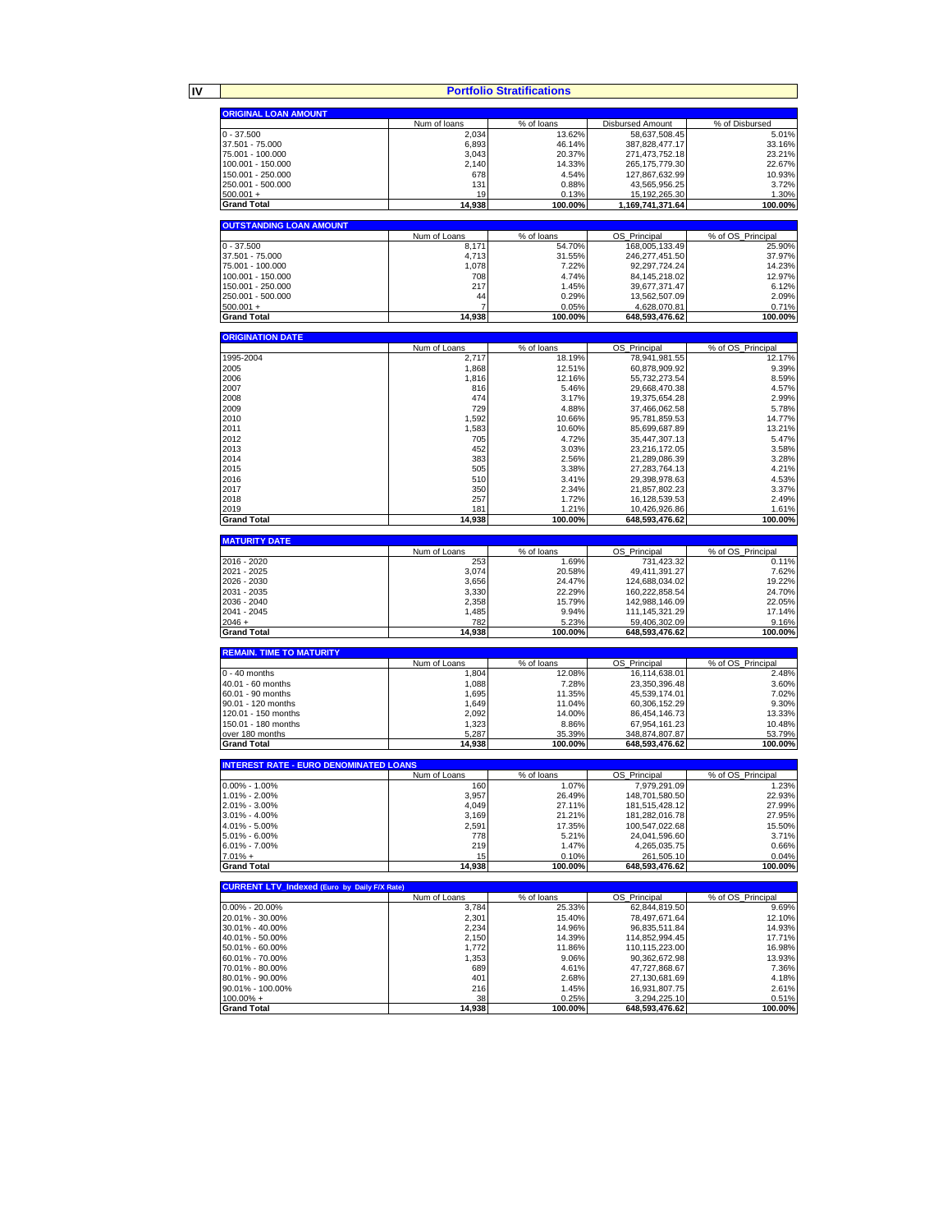# IV Portfolio Stratifications

| ORIGINAL LOAN AMOUNT | Num of loans | % of loans | Disbursed Amount | % of Disbursed |
|---|---|---|---|---|
| 0 - 37.500 | 2,034 | 13.62% | 58,637,508.45 | 5.01% |
| 37.501 - 75.000 | 6,893 | 46.14% | 387,828,477.17 | 33.16% |
| 75.001 - 100.000 | 3,043 | 20.37% | 271,473,752.18 | 23.21% |
| 100.001 - 150.000 | 2,140 | 14.33% | 265,175,779.30 | 22.67% |
| 150.001 - 250.000 | 678 | 4.54% | 127,867,632.99 | 10.93% |
| 250.001 - 500.000 | 131 | 0.88% | 43,565,956.25 | 3.72% |
| 500.001 + | 19 | 0.13% | 15,192,265.30 | 1.30% |
| **Grand Total** | **14,938** | **100.00%** | **1,169,741,371.64** | **100.00%** |

| OUTSTANDING LOAN AMOUNT | Num of Loans | % of loans | OS_Principal | % of OS_Principal |
|---|---|---|---|---|
| 0 - 37.500 | 8,171 | 54.70% | 168,005,133.49 | 25.90% |
| 37.501 - 75.000 | 4,713 | 31.55% | 246,277,451.50 | 37.97% |
| 75.001 - 100.000 | 1,078 | 7.22% | 92,297,724.24 | 14.23% |
| 100.001 - 150.000 | 708 | 4.74% | 84,145,218.02 | 12.97% |
| 150.001 - 250.000 | 217 | 1.45% | 39,677,371.47 | 6.12% |
| 250.001 - 500.000 | 44 | 0.29% | 13,562,507.09 | 2.09% |
| 500.001 + | 7 | 0.05% | 4,628,070.81 | 0.71% |
| **Grand Total** | **14,938** | **100.00%** | **648,593,476.62** | **100.00%** |

| ORIGINATION DATE | Num of Loans | % of loans | OS_Principal | % of OS_Principal |
|---|---|---|---|---|
| 1995-2004 | 2,717 | 18.19% | 78,941,981.55 | 12.17% |
| 2005 | 1,868 | 12.51% | 60,878,909.92 | 9.39% |
| 2006 | 1,816 | 12.16% | 55,732,273.54 | 8.59% |
| 2007 | 816 | 5.46% | 29,668,470.38 | 4.57% |
| 2008 | 474 | 3.17% | 19,375,654.28 | 2.99% |
| 2009 | 729 | 4.88% | 37,466,062.58 | 5.78% |
| 2010 | 1,592 | 10.66% | 95,781,859.53 | 14.77% |
| 2011 | 1,583 | 10.60% | 85,699,687.89 | 13.21% |
| 2012 | 705 | 4.72% | 35,447,307.13 | 5.47% |
| 2013 | 452 | 3.03% | 23,216,172.05 | 3.58% |
| 2014 | 383 | 2.56% | 21,289,086.39 | 3.28% |
| 2015 | 505 | 3.38% | 27,283,764.13 | 4.21% |
| 2016 | 510 | 3.41% | 29,398,978.63 | 4.53% |
| 2017 | 350 | 2.34% | 21,857,802.23 | 3.37% |
| 2018 | 257 | 1.72% | 16,128,539.53 | 2.49% |
| 2019 | 181 | 1.21% | 10,426,926.86 | 1.61% |
| **Grand Total** | **14,938** | **100.00%** | **648,593,476.62** | **100.00%** |

| MATURITY DATE | Num of Loans | % of loans | OS_Principal | % of OS_Principal |
|---|---|---|---|---|
| 2016 - 2020 | 253 | 1.69% | 731,423.32 | 0.11% |
| 2021 - 2025 | 3,074 | 20.58% | 49,411,391.27 | 7.62% |
| 2026 - 2030 | 3,656 | 24.47% | 124,688,034.02 | 19.22% |
| 2031 - 2035 | 3,330 | 22.29% | 160,222,858.54 | 24.70% |
| 2036 - 2040 | 2,358 | 15.79% | 142,988,146.09 | 22.05% |
| 2041 - 2045 | 1,485 | 9.94% | 111,145,321.29 | 17.14% |
| 2046 + | 782 | 5.23% | 59,406,302.09 | 9.16% |
| **Grand Total** | **14,938** | **100.00%** | **648,593,476.62** | **100.00%** |

| REMAIN. TIME TO MATURITY | Num of Loans | % of loans | OS_Principal | % of OS_Principal |
|---|---|---|---|---|
| 0 - 40 months | 1,804 | 12.08% | 16,114,638.01 | 2.48% |
| 40.01 - 60 months | 1,088 | 7.28% | 23,350,396.48 | 3.60% |
| 60.01 - 90 months | 1,695 | 11.35% | 45,539,174.01 | 7.02% |
| 90.01 - 120 months | 1,649 | 11.04% | 60,306,152.29 | 9.30% |
| 120.01 - 150 months | 2,092 | 14.00% | 86,454,146.73 | 13.33% |
| 150.01 - 180 months | 1,323 | 8.86% | 67,954,161.23 | 10.48% |
| over 180 months | 5,287 | 35.39% | 348,874,807.87 | 53.79% |
| **Grand Total** | **14,938** | **100.00%** | **648,593,476.62** | **100.00%** |

| INTEREST RATE - EURO DENOMINATED LOANS | Num of Loans | % of loans | OS_Principal | % of OS_Principal |
|---|---|---|---|---|
| 0.00% - 1.00% | 160 | 1.07% | 7,979,291.09 | 1.23% |
| 1.01% - 2.00% | 3,957 | 26.49% | 148,701,580.50 | 22.93% |
| 2.01% - 3.00% | 4,049 | 27.11% | 181,515,428.12 | 27.99% |
| 3.01% - 4.00% | 3,169 | 21.21% | 181,282,016.78 | 27.95% |
| 4.01% - 5.00% | 2,591 | 17.35% | 100,547,022.68 | 15.50% |
| 5.01% - 6.00% | 778 | 5.21% | 24,041,596.60 | 3.71% |
| 6.01% - 7.00% | 219 | 1.47% | 4,265,035.75 | 0.66% |
| 7.01% + | 15 | 0.10% | 261,505.10 | 0.04% |
| **Grand Total** | **14,938** | **100.00%** | **648,593,476.62** | **100.00%** |

| CURRENT LTV_Indexed (Euro by Daily F/X Rate) | Num of Loans | % of loans | OS_Principal | % of OS_Principal |
|---|---|---|---|---|
| 0.00% - 20.00% | 3,784 | 25.33% | 62,844,819.50 | 9.69% |
| 20.01% - 30.00% | 2,301 | 15.40% | 78,497,671.64 | 12.10% |
| 30.01% - 40.00% | 2,234 | 14.96% | 96,835,511.84 | 14.93% |
| 40.01% - 50.00% | 2,150 | 14.39% | 114,852,994.45 | 17.71% |
| 50.01% - 60.00% | 1,772 | 11.86% | 110,115,223.00 | 16.98% |
| 60.01% - 70.00% | 1,353 | 9.06% | 90,362,672.98 | 13.93% |
| 70.01% - 80.00% | 689 | 4.61% | 47,727,868.67 | 7.36% |
| 80.01% - 90.00% | 401 | 2.68% | 27,130,681.69 | 4.18% |
| 90.01% - 100.00% | 216 | 1.45% | 16,931,807.75 | 2.61% |
| 100.00% + | 38 | 0.25% | 3,294,225.10 | 0.51% |
| **Grand Total** | **14,938** | **100.00%** | **648,593,476.62** | **100.00%** |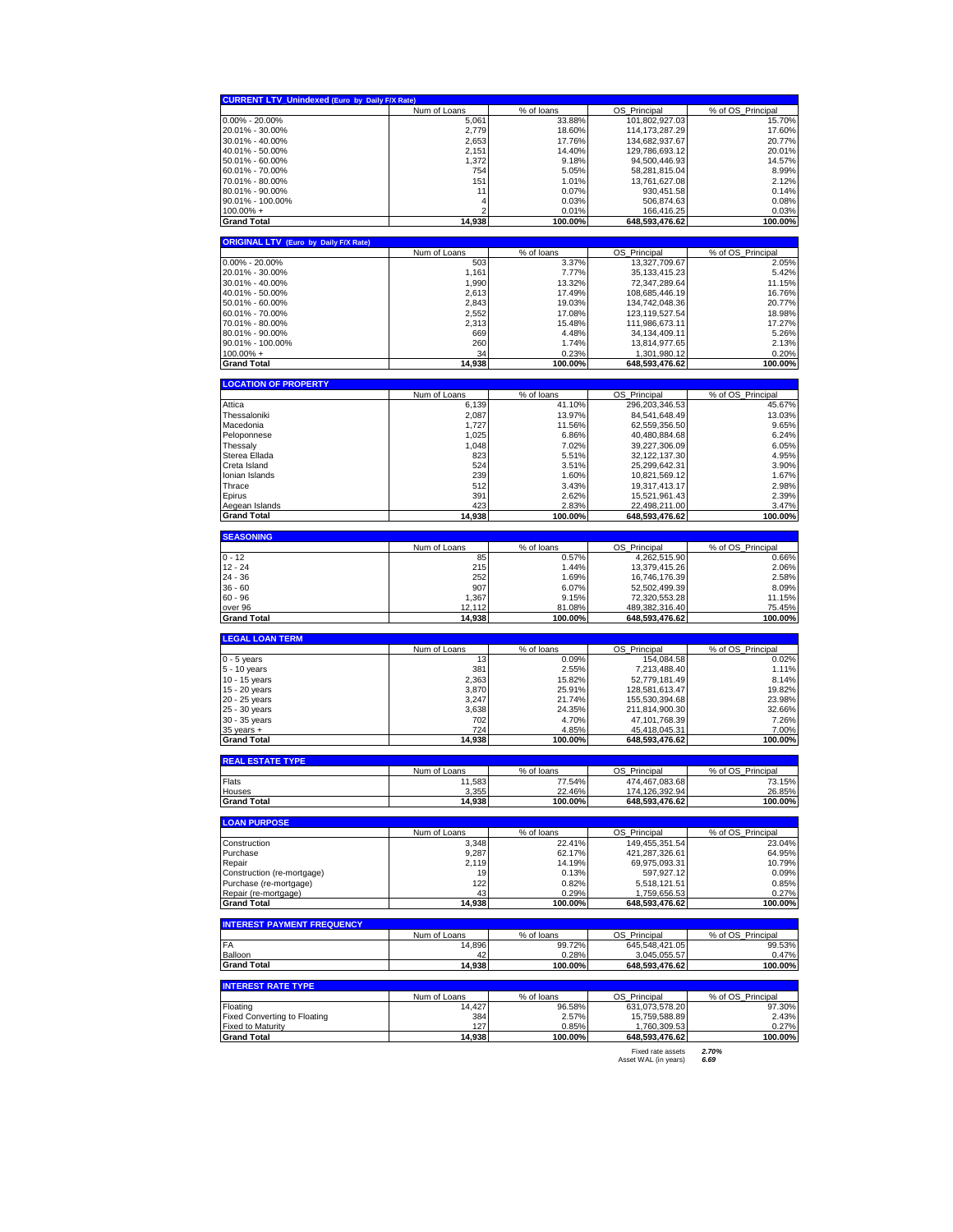| CURRENT LTV_Unindexed (Euro by Daily F/X Rate) | Num of Loans | % of loans | OS_Principal | % of OS_Principal |
|---|---|---|---|---|
| 0.00% - 20.00% | 5,061 | 33.88% | 101,802,927.03 | 15.70% |
| 20.01% - 30.00% | 2,779 | 18.60% | 114,173,287.29 | 17.60% |
| 30.01% - 40.00% | 2,653 | 17.76% | 134,682,937.67 | 20.77% |
| 40.01% - 50.00% | 2,151 | 14.40% | 129,786,693.12 | 20.01% |
| 50.01% - 60.00% | 1,372 | 9.18% | 94,500,446.93 | 14.57% |
| 60.01% - 70.00% | 754 | 5.05% | 58,281,815.04 | 8.99% |
| 70.01% - 80.00% | 151 | 1.01% | 13,761,627.08 | 2.12% |
| 80.01% - 90.00% | 11 | 0.07% | 930,451.58 | 0.14% |
| 90.01% - 100.00% | 4 | 0.03% | 506,874.63 | 0.08% |
| 100.00% + | 2 | 0.01% | 166,416.25 | 0.03% |
| **Grand Total** | **14,938** | **100.00%** | **648,593,476.62** | **100.00%** |

| ORIGINAL LTV (Euro by Daily F/X Rate) | Num of Loans | % of loans | OS_Principal | % of OS_Principal |
|---|---|---|---|---|
| 0.00% - 20.00% | 503 | 3.37% | 13,327,709.67 | 2.05% |
| 20.01% - 30.00% | 1,161 | 7.77% | 35,133,415.23 | 5.42% |
| 30.01% - 40.00% | 1,990 | 13.32% | 72,347,289.64 | 11.15% |
| 40.01% - 50.00% | 2,613 | 17.49% | 108,685,446.19 | 16.76% |
| 50.01% - 60.00% | 2,843 | 19.03% | 134,742,048.36 | 20.77% |
| 60.01% - 70.00% | 2,552 | 17.08% | 123,119,527.54 | 18.98% |
| 70.01% - 80.00% | 2,313 | 15.48% | 111,986,673.11 | 17.27% |
| 80.01% - 90.00% | 669 | 4.48% | 34,134,409.11 | 5.26% |
| 90.01% - 100.00% | 260 | 1.74% | 13,814,977.65 | 2.13% |
| 100.00% + | 34 | 0.23% | 1,301,980.12 | 0.20% |
| **Grand Total** | **14,938** | **100.00%** | **648,593,476.62** | **100.00%** |

| LOCATION OF PROPERTY | Num of Loans | % of loans | OS_Principal | % of OS_Principal |
|---|---|---|---|---|
| Attica | 6,139 | 41.10% | 296,203,346.53 | 45.67% |
| Thessaloniki | 2,087 | 13.97% | 84,541,648.49 | 13.03% |
| Macedonia | 1,727 | 11.56% | 62,559,356.50 | 9.65% |
| Peloponnese | 1,025 | 6.86% | 40,480,884.68 | 6.24% |
| Thessaly | 1,048 | 7.02% | 39,227,306.09 | 6.05% |
| Sterea Ellada | 823 | 5.51% | 32,122,137.30 | 4.95% |
| Creta Island | 524 | 3.51% | 25,299,642.31 | 3.90% |
| Ionian Islands | 239 | 1.60% | 10,821,569.12 | 1.67% |
| Thrace | 512 | 3.43% | 19,317,413.17 | 2.98% |
| Epirus | 391 | 2.62% | 15,521,961.43 | 2.39% |
| Aegean Islands | 423 | 2.83% | 22,498,211.00 | 3.47% |
| **Grand Total** | **14,938** | **100.00%** | **648,593,476.62** | **100.00%** |

| SEASONING | Num of Loans | % of loans | OS_Principal | % of OS_Principal |
|---|---|---|---|---|
| 0 - 12 | 85 | 0.57% | 4,262,515.90 | 0.66% |
| 12 - 24 | 215 | 1.44% | 13,379,415.26 | 2.06% |
| 24 - 36 | 252 | 1.69% | 16,746,176.39 | 2.58% |
| 36 - 60 | 907 | 6.07% | 52,502,499.39 | 8.09% |
| 60 - 96 | 1,367 | 9.15% | 72,320,553.28 | 11.15% |
| over 96 | 12,112 | 81.08% | 489,382,316.40 | 75.45% |
| **Grand Total** | **14,938** | **100.00%** | **648,593,476.62** | **100.00%** |

| LEGAL LOAN TERM | Num of Loans | % of loans | OS_Principal | % of OS_Principal |
|---|---|---|---|---|
| 0 - 5 years | 13 | 0.09% | 154,084.58 | 0.02% |
| 5 - 10 years | 381 | 2.55% | 7,213,488.40 | 1.11% |
| 10 - 15 years | 2,363 | 15.82% | 52,779,181.49 | 8.14% |
| 15 - 20 years | 3,870 | 25.91% | 128,581,613.47 | 19.82% |
| 20 - 25 years | 3,247 | 21.74% | 155,530,394.68 | 23.98% |
| 25 - 30 years | 3,638 | 24.35% | 211,814,900.30 | 32.66% |
| 30 - 35 years | 702 | 4.70% | 47,101,768.39 | 7.26% |
| 35 years + | 724 | 4.85% | 45,418,045.31 | 7.00% |
| **Grand Total** | **14,938** | **100.00%** | **648,593,476.62** | **100.00%** |

| REAL ESTATE TYPE | Num of Loans | % of loans | OS_Principal | % of OS_Principal |
|---|---|---|---|---|
| Flats | 11,583 | 77.54% | 474,467,083.68 | 73.15% |
| Houses | 3,355 | 22.46% | 174,126,392.94 | 26.85% |
| **Grand Total** | **14,938** | **100.00%** | **648,593,476.62** | **100.00%** |

| LOAN PURPOSE | Num of Loans | % of loans | OS_Principal | % of OS_Principal |
|---|---|---|---|---|
| Construction | 3,348 | 22.41% | 149,455,351.54 | 23.04% |
| Purchase | 9,287 | 62.17% | 421,287,326.61 | 64.95% |
| Repair | 2,119 | 14.19% | 69,975,093.31 | 10.79% |
| Construction (re-mortgage) | 19 | 0.13% | 597,927.12 | 0.09% |
| Purchase (re-mortgage) | 122 | 0.82% | 5,518,121.51 | 0.85% |
| Repair (re-mortgage) | 43 | 0.29% | 1,759,656.53 | 0.27% |
| **Grand Total** | **14,938** | **100.00%** | **648,593,476.62** | **100.00%** |

| INTEREST PAYMENT FREQUENCY | Num of Loans | % of loans | OS_Principal | % of OS_Principal |
|---|---|---|---|---|
| FA | 14,896 | 99.72% | 645,548,421.05 | 99.53% |
| Balloon | 42 | 0.28% | 3,045,055.57 | 0.47% |
| **Grand Total** | **14,938** | **100.00%** | **648,593,476.62** | **100.00%** |

| INTEREST RATE TYPE | Num of Loans | % of loans | OS_Principal | % of OS_Principal |
|---|---|---|---|---|
| Floating | 14,427 | 96.58% | 631,073,578.20 | 97.30% |
| Fixed Converting to Floating | 384 | 2.57% | 15,759,588.89 | 2.43% |
| Fixed to Maturity | 127 | 0.85% | 1,760,309.53 | 0.27% |
| **Grand Total** | **14,938** | **100.00%** | **648,593,476.62** | **100.00%** |

| | |
|---|---|
| Fixed rate assets | *2.70%* |
| Asset WAL (in years) | *6.69* |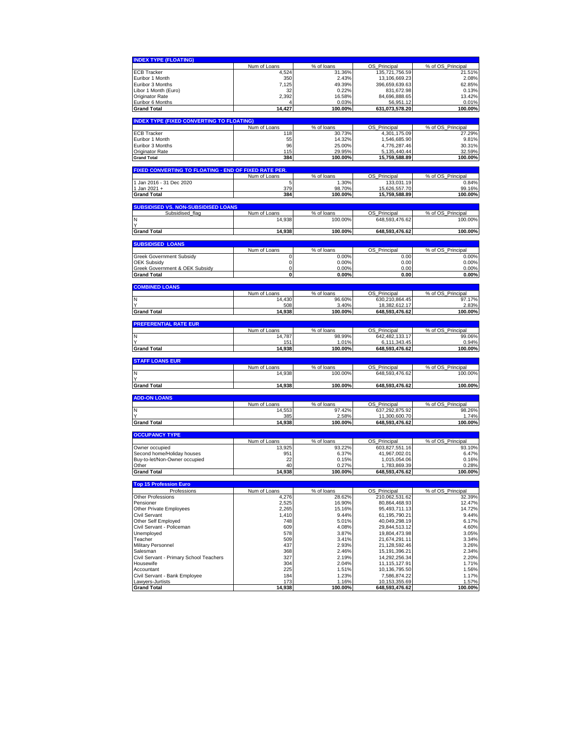| INDEX TYPE (FLOATING) | | | | |
|---|---|---|---|---|
| | Num of Loans | % of loans | OS_Principal | % of OS_Principal |
| ECB Tracker | 4,524 | 31.36% | 135,721,756.59 | 21.51% |
| Euribor 1 Month | 350 | 2.43% | 13,106,669.23 | 2.08% |
| Euribor 3 Months | 7,125 | 49.39% | 396,659,639.63 | 62.85% |
| Libor 1 Month (Euro) | 32 | 0.22% | 831,672.98 | 0.13% |
| Originator Rate | 2,392 | 16.58% | 84,696,888.65 | 13.42% |
| Euribor 6 Months | 4 | 0.03% | 56,951.12 | 0.01% |
| **Grand Total** | **14,427** | **100.00%** | **631,073,578.20** | **100.00%** |

| INDEX TYPE (FIXED CONVERTING TO FLOATING) | | | | |
|---|---|---|---|---|
| | Num of Loans | % of loans | OS_Principal | % of OS_Principal |
| ECB Tracker | 118 | 30.73% | 4,301,175.09 | 27.29% |
| Euribor 1 Month | 55 | 14.32% | 1,546,685.90 | 9.81% |
| Euribor 3 Months | 96 | 25.00% | 4,776,287.46 | 30.31% |
| Originator Rate | 115 | 29.95% | 5,135,440.44 | 32.59% |
| **Grand Total** | **384** | **100.00%** | **15,759,588.89** | **100.00%** |

| FIXED CONVERTING TO FLOATING - END OF FIXED RATE PER. | | | | |
|---|---|---|---|---|
| | Num of Loans | % of loans | OS_Principal | % of OS_Principal |
| 1 Jan 2016 - 31 Dec 2020 | 5 | 1.30% | 133,031.19 | 0.84% |
| 1 Jan 2021 + | 379 | 98.70% | 15,626,557.70 | 99.16% |
| **Grand Total** | **384** | **100.00%** | **15,759,588.89** | **100.00%** |

| SUBSIDISED VS. NON-SUBSIDISED LOANS | | | | |
|---|---|---|---|---|
| Subsidised_flag | Num of Loans | % of loans | OS_Principal | % of OS_Principal |
| N | 14,938 | 100.00% | 648,593,476.62 | 100.00% |
| Y | | | | |
| **Grand Total** | **14,938** | **100.00%** | **648,593,476.62** | **100.00%** |

| SUBSIDISED LOANS | | | | |
|---|---|---|---|---|
| | Num of Loans | % of loans | OS_Principal | % of OS_Principal |
| Greek Government Subsidy | 0 | 0.00% | 0.00 | 0.00% |
| OEK Subsidy | 0 | 0.00% | 0.00 | 0.00% |
| Greek Government & OEK Subsidy | 0 | 0.00% | 0.00 | 0.00% |
| **Grand Total** | **0** | **0.00%** | **0.00** | **0.00%** |

| COMBINED LOANS | | | | |
|---|---|---|---|---|
| | Num of Loans | % of loans | OS_Principal | % of OS_Principal |
| N | 14,430 | 96.60% | 630,210,864.45 | 97.17% |
| Y | 508 | 3.40% | 18,382,612.17 | 2.83% |
| **Grand Total** | **14,938** | **100.00%** | **648,593,476.62** | **100.00%** |

| PREFERENTIAL RATE EUR | | | | |
|---|---|---|---|---|
| | Num of Loans | % of loans | OS_Principal | % of OS_Principal |
| N | 14,787 | 98.99% | 642,482,133.17 | 99.06% |
| Y | 151 | 1.01% | 6,111,343.45 | 0.94% |
| **Grand Total** | **14,938** | **100.00%** | **648,593,476.62** | **100.00%** |

| STAFF LOANS EUR | | | | |
|---|---|---|---|---|
| | Num of Loans | % of loans | OS_Principal | % of OS_Principal |
| N | 14,938 | 100.00% | 648,593,476.62 | 100.00% |
| Y | | | | |
| **Grand Total** | **14,938** | **100.00%** | **648,593,476.62** | **100.00%** |

| ADD-ON LOANS | | | | |
|---|---|---|---|---|
| | Num of Loans | % of loans | OS_Principal | % of OS_Principal |
| N | 14,553 | 97.42% | 637,292,875.92 | 98.26% |
| Y | 385 | 2.58% | 11,300,600.70 | 1.74% |
| **Grand Total** | **14,938** | **100.00%** | **648,593,476.62** | **100.00%** |

| OCCUPANCY TYPE | | | | |
|---|---|---|---|---|
| | Num of Loans | % of loans | OS_Principal | % of OS_Principal |
| Owner occupied | 13,925 | 93.22% | 603,827,551.16 | 93.10% |
| Second home/Holiday houses | 951 | 6.37% | 41,967,002.01 | 6.47% |
| Buy-to-let/Non-Owner occupied | 22 | 0.15% | 1,015,054.06 | 0.16% |
| Other | 40 | 0.27% | 1,783,869.39 | 0.28% |
| **Grand Total** | **14,938** | **100.00%** | **648,593,476.62** | **100.00%** |

| Top 15 Profession Euro | | | | |
|---|---|---|---|---|
| Professions | Num of Loans | % of loans | OS_Principal | % of OS_Principal |
| Other Professions | 4,276 | 28.62% | 210,062,531.62 | 32.39% |
| Pensioner | 2,525 | 16.90% | 80,864,468.93 | 12.47% |
| Other Private Employees | 2,265 | 15.16% | 95,493,711.13 | 14.72% |
| Civil Servant | 1,410 | 9.44% | 61,195,790.21 | 9.44% |
| Other Self Employed | 748 | 5.01% | 40,049,298.19 | 6.17% |
| Civil Servant - Policeman | 609 | 4.08% | 29,844,513.12 | 4.60% |
| Unemployed | 578 | 3.87% | 19,804,473.98 | 3.05% |
| Teacher | 509 | 3.41% | 21,674,291.11 | 3.34% |
| Military Personnel | 437 | 2.93% | 21,128,592.46 | 3.26% |
| Salesman | 368 | 2.46% | 15,191,396.21 | 2.34% |
| Civil Servant - Primary School Teachers | 327 | 2.19% | 14,292,256.34 | 2.20% |
| Housewife | 304 | 2.04% | 11,115,127.91 | 1.71% |
| Accountant | 225 | 1.51% | 10,136,795.50 | 1.56% |
| Civil Servant - Bank Employee | 184 | 1.23% | 7,586,874.22 | 1.17% |
| Lawyers-Jurtists | 173 | 1.16% | 10,153,355.69 | 1.57% |
| **Grand Total** | **14,938** | **100.00%** | **648,593,476.62** | **100.00%** |